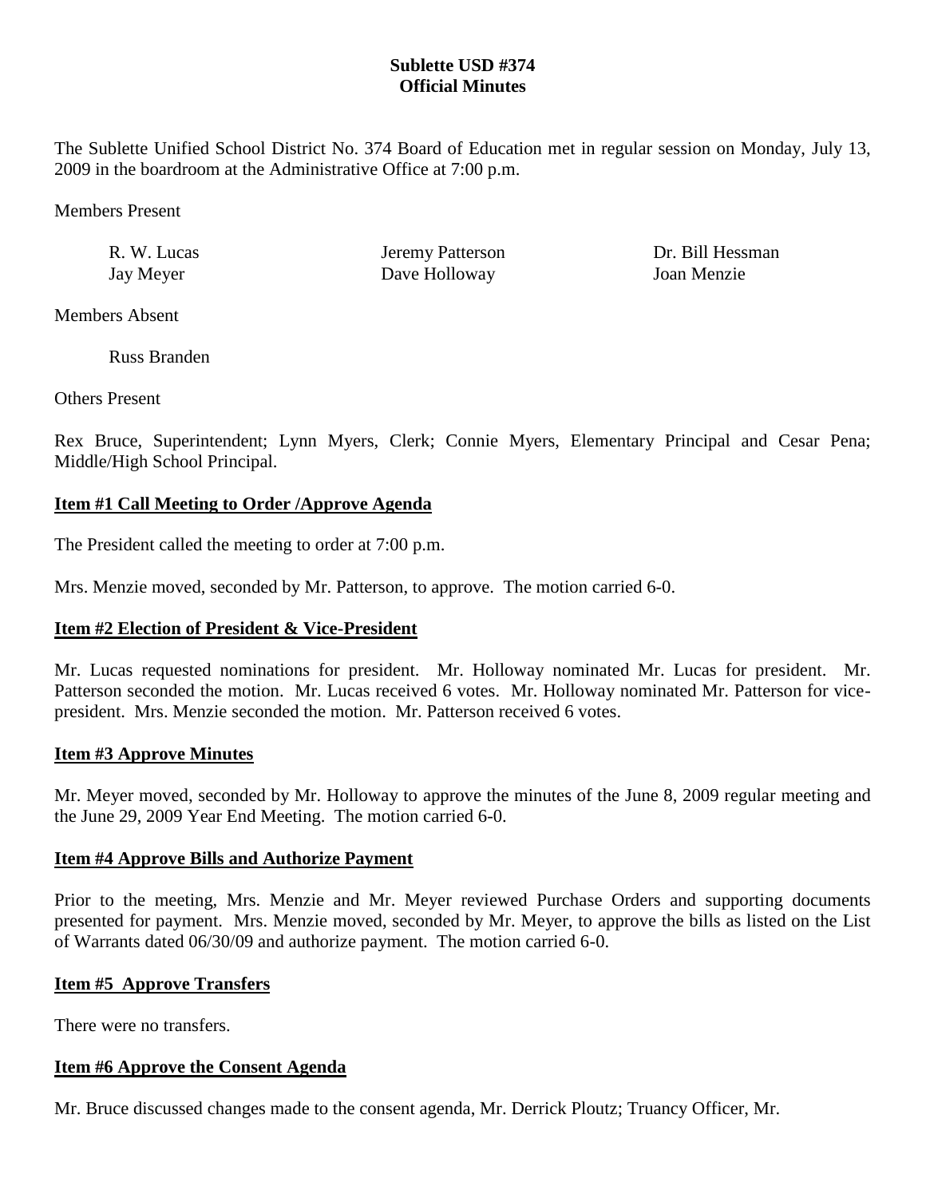# Sublette USD #374
## Official Minutes

The Sublette Unified School District No. 374 Board of Education met in regular session on Monday, July 13, 2009 in the boardroom at the Administrative Office at 7:00 p.m.

Members Present

| | | |
|---|---|---|
| R. W. Lucas | Jeremy Patterson | Dr. Bill Hessman |
| Jay Meyer | Dave Holloway | Joan Menzie |

Members Absent

Russ Branden

Others Present

Rex Bruce, Superintendent; Lynn Myers, Clerk; Connie Myers, Elementary Principal and Cesar Pena; Middle/High School Principal.

### Item #1 Call Meeting to Order /Approve Agenda

The President called the meeting to order at 7:00 p.m.

Mrs. Menzie moved, seconded by Mr. Patterson, to approve. The motion carried 6-0.

### Item #2 Election of President & Vice-President

Mr. Lucas requested nominations for president. Mr. Holloway nominated Mr. Lucas for president. Mr. Patterson seconded the motion. Mr. Lucas received 6 votes. Mr. Holloway nominated Mr. Patterson for vice-president. Mrs. Menzie seconded the motion. Mr. Patterson received 6 votes.

### Item #3 Approve Minutes

Mr. Meyer moved, seconded by Mr. Holloway to approve the minutes of the June 8, 2009 regular meeting and the June 29, 2009 Year End Meeting. The motion carried 6-0.

### Item #4 Approve Bills and Authorize Payment

Prior to the meeting, Mrs. Menzie and Mr. Meyer reviewed Purchase Orders and supporting documents presented for payment. Mrs. Menzie moved, seconded by Mr. Meyer, to approve the bills as listed on the List of Warrants dated 06/30/09 and authorize payment. The motion carried 6-0.

### Item #5 Approve Transfers

There were no transfers.

### Item #6 Approve the Consent Agenda

Mr. Bruce discussed changes made to the consent agenda, Mr. Derrick Ploutz; Truancy Officer, Mr.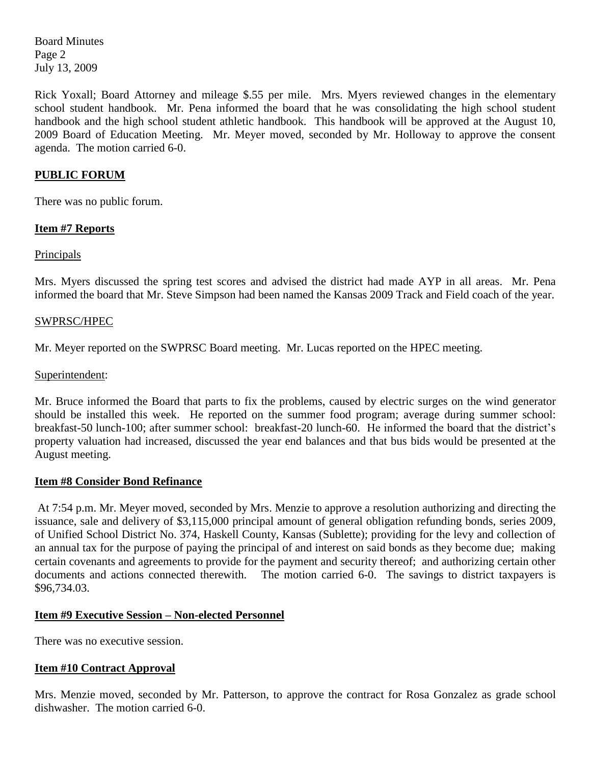Rick Yoxall; Board Attorney and mileage $.55 per mile. Mrs. Myers reviewed changes in the elementary school student handbook. Mr. Pena informed the board that he was consolidating the high school student handbook and the high school student athletic handbook. This handbook will be approved at the August 10, 2009 Board of Education Meeting. Mr. Meyer moved, seconded by Mr. Holloway to approve the consent agenda. The motion carried 6-0.

## **PUBLIC FORUM**

There was no public forum.

## **Item #7 Reports**

Principals

Mrs. Myers discussed the spring test scores and advised the district had made AYP in all areas. Mr. Pena informed the board that Mr. Steve Simpson had been named the Kansas 2009 Track and Field coach of the year.

SWPRSC/HPEC

Mr. Meyer reported on the SWPRSC Board meeting. Mr. Lucas reported on the HPEC meeting.

Superintendent:

Mr. Bruce informed the Board that parts to fix the problems, caused by electric surges on the wind generator should be installed this week. He reported on the summer food program; average during summer school: breakfast-50 lunch-100; after summer school: breakfast-20 lunch-60. He informed the board that the district's property valuation had increased, discussed the year end balances and that bus bids would be presented at the August meeting.

## **Item #8 Consider Bond Refinance**

At 7:54 p.m. Mr. Meyer moved, seconded by Mrs. Menzie to approve a resolution authorizing and directing the issuance, sale and delivery of $3,115,000 principal amount of general obligation refunding bonds, series 2009, of Unified School District No. 374, Haskell County, Kansas (Sublette); providing for the levy and collection of an annual tax for the purpose of paying the principal of and interest on said bonds as they become due; making certain covenants and agreements to provide for the payment and security thereof; and authorizing certain other documents and actions connected therewith. The motion carried 6-0. The savings to district taxpayers is $96,734.03.

## **Item #9 Executive Session – Non-elected Personnel**

There was no executive session.

## **Item #10 Contract Approval**

Mrs. Menzie moved, seconded by Mr. Patterson, to approve the contract for Rosa Gonzalez as grade school dishwasher. The motion carried 6-0.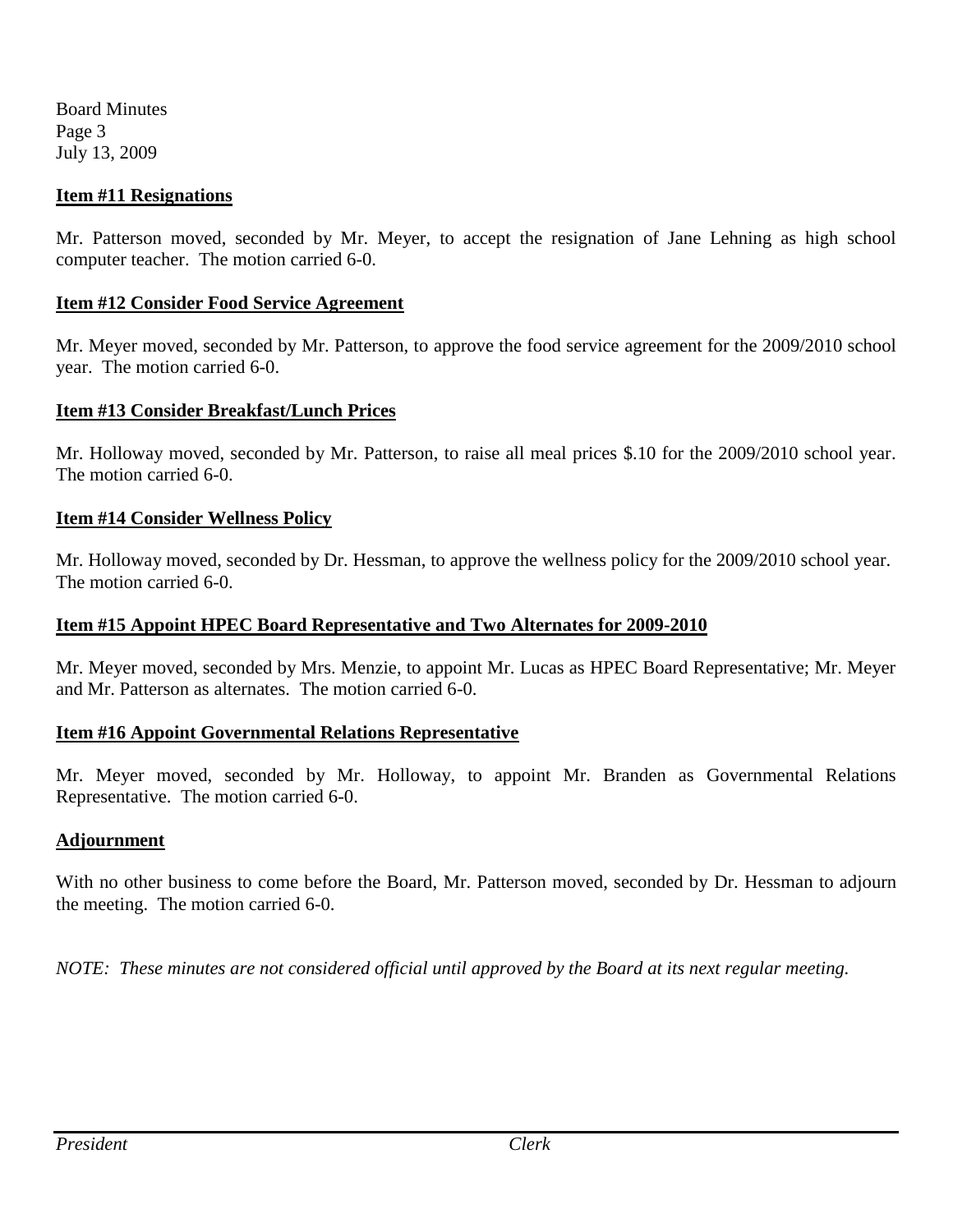**Item #11 Resignations**

Mr. Patterson moved, seconded by Mr. Meyer, to accept the resignation of Jane Lehning as high school computer teacher. The motion carried 6-0.

**Item #12 Consider Food Service Agreement**

Mr. Meyer moved, seconded by Mr. Patterson, to approve the food service agreement for the 2009/2010 school year. The motion carried 6-0.

**Item #13 Consider Breakfast/Lunch Prices**

Mr. Holloway moved, seconded by Mr. Patterson, to raise all meal prices $.10 for the 2009/2010 school year. The motion carried 6-0.

**Item #14 Consider Wellness Policy**

Mr. Holloway moved, seconded by Dr. Hessman, to approve the wellness policy for the 2009/2010 school year. The motion carried 6-0.

**Item #15 Appoint HPEC Board Representative and Two Alternates for 2009-2010**

Mr. Meyer moved, seconded by Mrs. Menzie, to appoint Mr. Lucas as HPEC Board Representative; Mr. Meyer and Mr. Patterson as alternates. The motion carried 6-0.

**Item #16 Appoint Governmental Relations Representative**

Mr. Meyer moved, seconded by Mr. Holloway, to appoint Mr. Branden as Governmental Relations Representative. The motion carried 6-0.

**Adjournment**

With no other business to come before the Board, Mr. Patterson moved, seconded by Dr. Hessman to adjourn the meeting. The motion carried 6-0.

*NOTE: These minutes are not considered official until approved by the Board at its next regular meeting.*

*President* *Clerk*